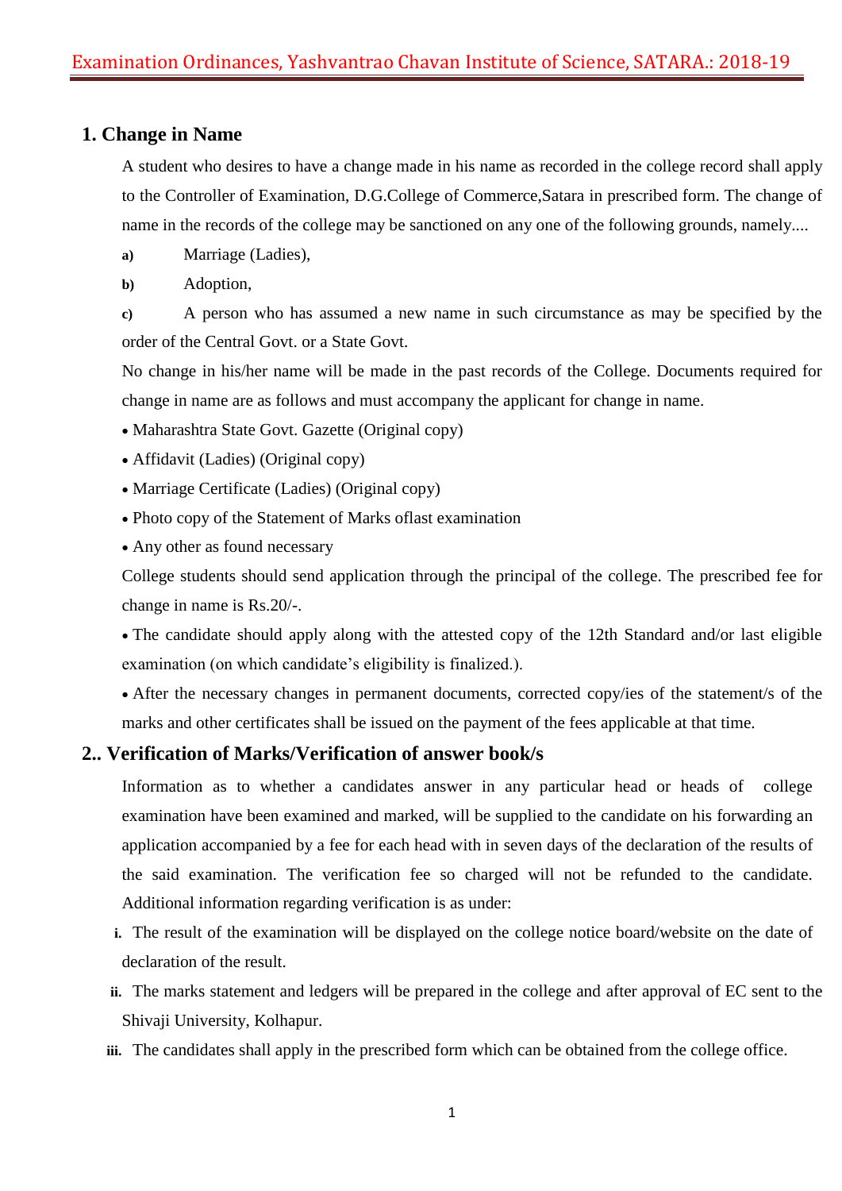## 1. Change in Name

A student who desires to have a change made in his name as recorded in the college record shall apply to the Controller of Examination, D.G.College of Commerce,Satara in prescribed form. The change of name in the records of the college may be sanctioned on any one of the following grounds, namely....

**a)** Marriage (Ladies),

**b)** Adoption,

**c)** A person who has assumed a new name in such circumstance as may be specified by the order of the Central Govt. or a State Govt.

No change in his/her name will be made in the past records of the College. Documents required for change in name are as follows and must accompany the applicant for change in name.

- Maharashtra State Govt. Gazette (Original copy)
- Affidavit (Ladies) (Original copy)
- Marriage Certificate (Ladies) (Original copy)
- Photo copy of the Statement of Marks oflast examination
- Any other as found necessary

College students should send application through the principal of the college. The prescribed fee for change in name is Rs.20/-.

- The candidate should apply along with the attested copy of the 12th Standard and/or last eligible examination (on which candidate's eligibility is finalized.).
- After the necessary changes in permanent documents, corrected copy/ies of the statement/s of the marks and other certificates shall be issued on the payment of the fees applicable at that time.

## 2.. Verification of Marks/Verification of answer book/s

Information as to whether a candidates answer in any particular head or heads of college examination have been examined and marked, will be supplied to the candidate on his forwarding an application accompanied by a fee for each head with in seven days of the declaration of the results of the said examination. The verification fee so charged will not be refunded to the candidate. Additional information regarding verification is as under:

**i.** The result of the examination will be displayed on the college notice board/website on the date of declaration of the result.

**ii.** The marks statement and ledgers will be prepared in the college and after approval of EC sent to the Shivaji University, Kolhapur.

**iii.** The candidates shall apply in the prescribed form which can be obtained from the college office.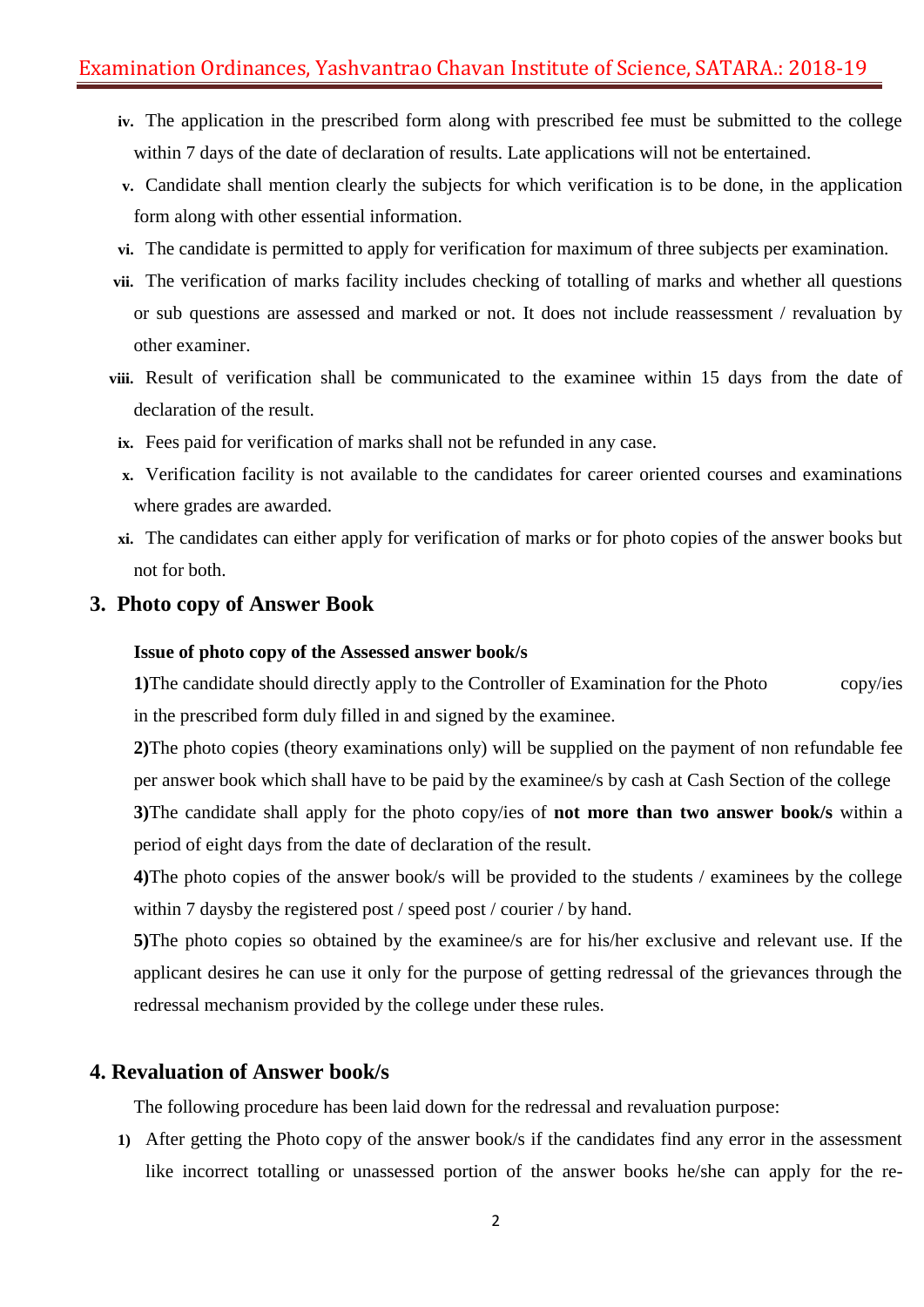- **iv.** The application in the prescribed form along with prescribed fee must be submitted to the college within 7 days of the date of declaration of results. Late applications will not be entertained.
- **v.** Candidate shall mention clearly the subjects for which verification is to be done, in the application form along with other essential information.
- **vi.** The candidate is permitted to apply for verification for maximum of three subjects per examination.
- **vii.** The verification of marks facility includes checking of totalling of marks and whether all questions or sub questions are assessed and marked or not. It does not include reassessment / revaluation by other examiner.
- **viii.** Result of verification shall be communicated to the examinee within 15 days from the date of declaration of the result.
- **ix.** Fees paid for verification of marks shall not be refunded in any case.
- **x.** Verification facility is not available to the candidates for career oriented courses and examinations where grades are awarded.
- **xi.** The candidates can either apply for verification of marks or for photo copies of the answer books but not for both.

## 3. Photo copy of Answer Book

**Issue of photo copy of the Assessed answer book/s**

**1)**The candidate should directly apply to the Controller of Examination for the Photo copy/ies in the prescribed form duly filled in and signed by the examinee.

**2)**The photo copies (theory examinations only) will be supplied on the payment of non refundable fee per answer book which shall have to be paid by the examinee/s by cash at Cash Section of the college

**3)**The candidate shall apply for the photo copy/ies of **not more than two answer book/s** within a period of eight days from the date of declaration of the result.

**4)**The photo copies of the answer book/s will be provided to the students / examinees by the college within 7 daysby the registered post / speed post / courier / by hand.

**5)**The photo copies so obtained by the examinee/s are for his/her exclusive and relevant use. If the applicant desires he can use it only for the purpose of getting redressal of the grievances through the redressal mechanism provided by the college under these rules.

## 4. Revaluation of Answer book/s

The following procedure has been laid down for the redressal and revaluation purpose:

1) After getting the Photo copy of the answer book/s if the candidates find any error in the assessment like incorrect totalling or unassessed portion of the answer books he/she can apply for the re-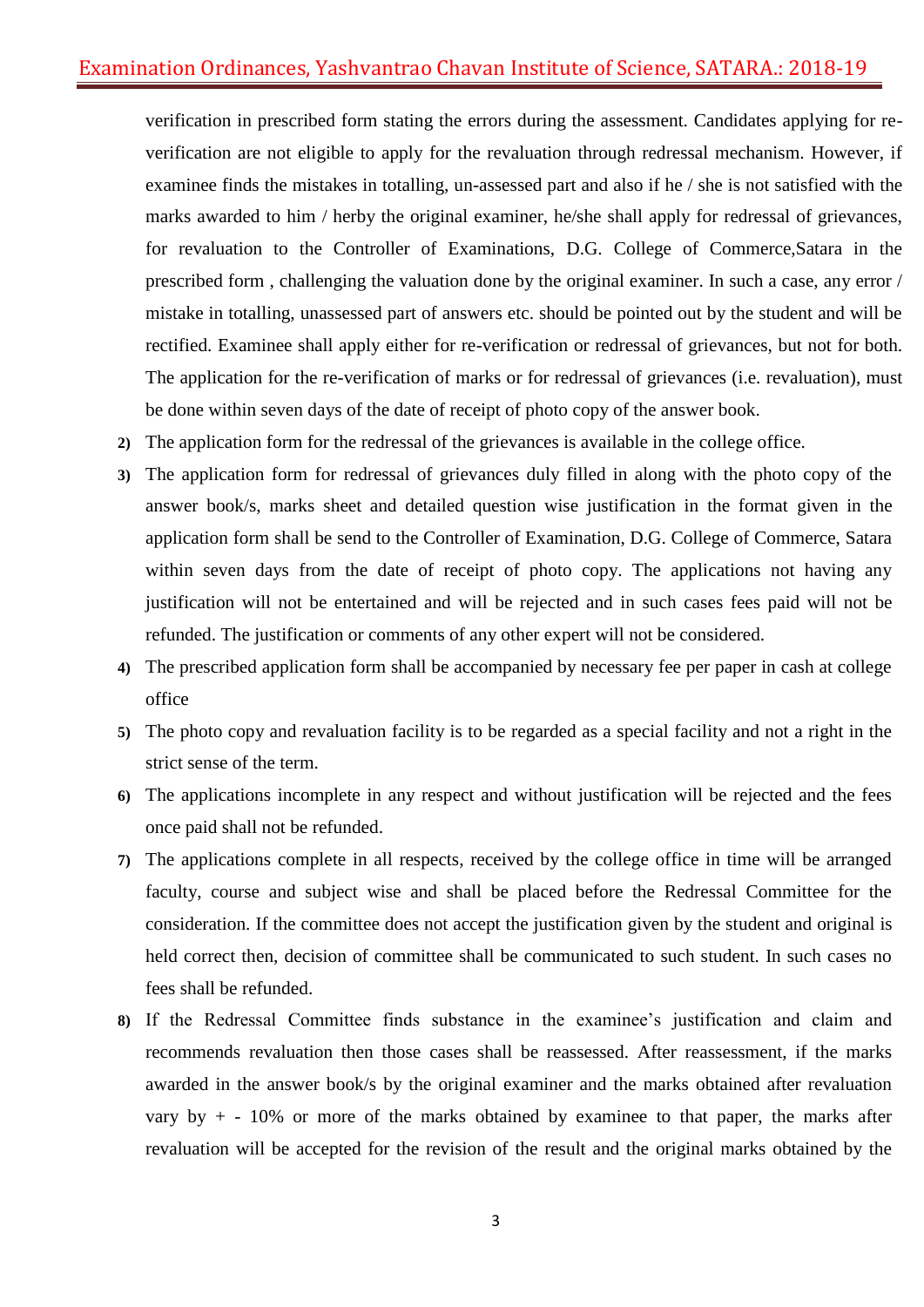verification in prescribed form stating the errors during the assessment. Candidates applying for re-verification are not eligible to apply for the revaluation through redressal mechanism. However, if examinee finds the mistakes in totalling, un-assessed part and also if he / she is not satisfied with the marks awarded to him / herby the original examiner, he/she shall apply for redressal of grievances, for revaluation to the Controller of Examinations, D.G. College of Commerce,Satara in the prescribed form , challenging the valuation done by the original examiner. In such a case, any error / mistake in totalling, unassessed part of answers etc. should be pointed out by the student and will be rectified. Examinee shall apply either for re-verification or redressal of grievances, but not for both. The application for the re-verification of marks or for redressal of grievances (i.e. revaluation), must be done within seven days of the date of receipt of photo copy of the answer book.

2) The application form for the redressal of the grievances is available in the college office.
3) The application form for redressal of grievances duly filled in along with the photo copy of the answer book/s, marks sheet and detailed question wise justification in the format given in the application form shall be send to the Controller of Examination, D.G. College of Commerce, Satara within seven days from the date of receipt of photo copy. The applications not having any justification will not be entertained and will be rejected and in such cases fees paid will not be refunded. The justification or comments of any other expert will not be considered.
4) The prescribed application form shall be accompanied by necessary fee per paper in cash at college office
5) The photo copy and revaluation facility is to be regarded as a special facility and not a right in the strict sense of the term.
6) The applications incomplete in any respect and without justification will be rejected and the fees once paid shall not be refunded.
7) The applications complete in all respects, received by the college office in time will be arranged faculty, course and subject wise and shall be placed before the Redressal Committee for the consideration. If the committee does not accept the justification given by the student and original is held correct then, decision of committee shall be communicated to such student. In such cases no fees shall be refunded.
8) If the Redressal Committee finds substance in the examinee's justification and claim and recommends revaluation then those cases shall be reassessed. After reassessment, if the marks awarded in the answer book/s by the original examiner and the marks obtained after revaluation vary by + - 10% or more of the marks obtained by examinee to that paper, the marks after revaluation will be accepted for the revision of the result and the original marks obtained by the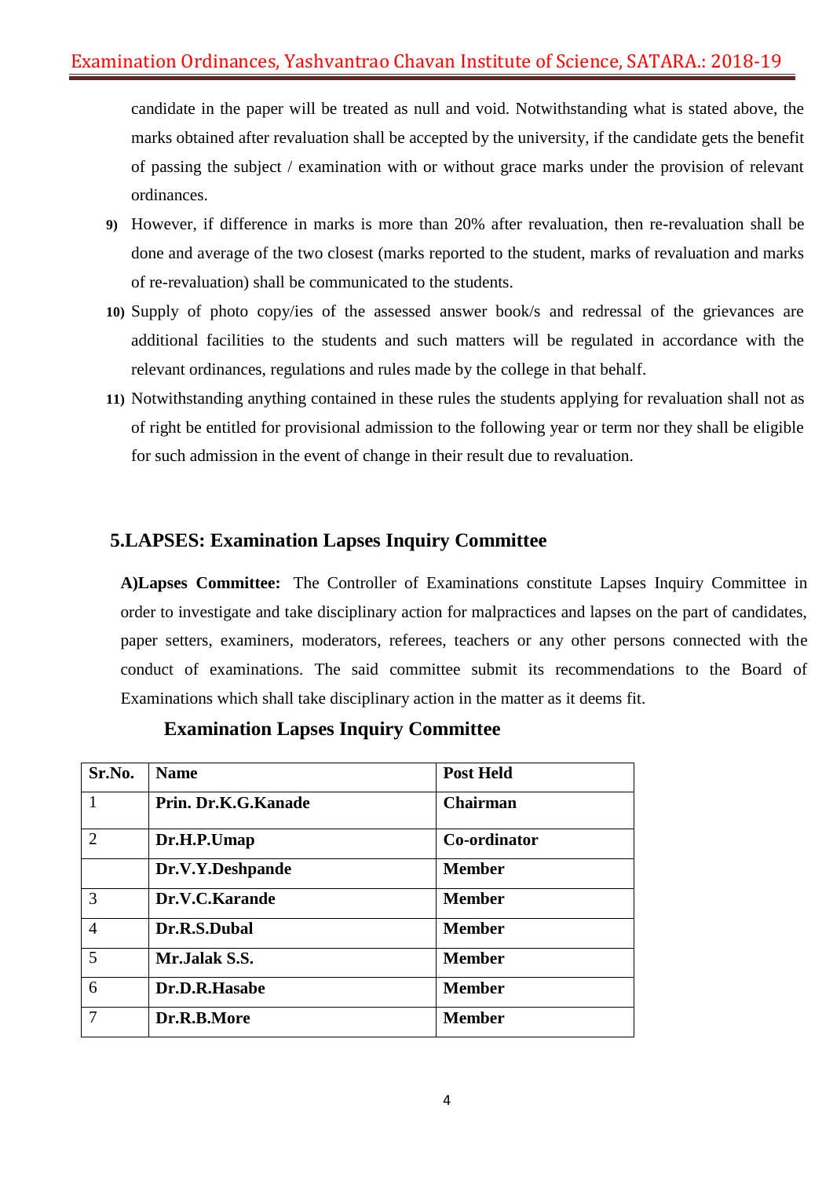candidate in the paper will be treated as null and void. Notwithstanding what is stated above, the marks obtained after revaluation shall be accepted by the university, if the candidate gets the benefit of passing the subject / examination with or without grace marks under the provision of relevant ordinances.

9) However, if difference in marks is more than 20% after revaluation, then re-revaluation shall be done and average of the two closest (marks reported to the student, marks of revaluation and marks of re-revaluation) shall be communicated to the students.

10) Supply of photo copy/ies of the assessed answer book/s and redressal of the grievances are additional facilities to the students and such matters will be regulated in accordance with the relevant ordinances, regulations and rules made by the college in that behalf.

11) Notwithstanding anything contained in these rules the students applying for revaluation shall not as of right be entitled for provisional admission to the following year or term nor they shall be eligible for such admission in the event of change in their result due to revaluation.

## 5.LAPSES: Examination Lapses Inquiry Committee

**A)Lapses Committee:** The Controller of Examinations constitute Lapses Inquiry Committee in order to investigate and take disciplinary action for malpractices and lapses on the part of candidates, paper setters, examiners, moderators, referees, teachers or any other persons connected with the conduct of examinations. The said committee submit its recommendations to the Board of Examinations which shall take disciplinary action in the matter as it deems fit.

### Examination Lapses Inquiry Committee

| Sr.No. | Name | Post Held |
|---|---|---|
| 1 | **Prin. Dr.K.G.Kanade** | **Chairman** |
| 2 | **Dr.H.P.Umap** | **Co-ordinator** |
| | **Dr.V.Y.Deshpande** | **Member** |
| 3 | **Dr.V.C.Karande** | **Member** |
| 4 | **Dr.R.S.Dubal** | **Member** |
| 5 | **Mr.Jalak S.S.** | **Member** |
| 6 | **Dr.D.R.Hasabe** | **Member** |
| 7 | **Dr.R.B.More** | **Member** |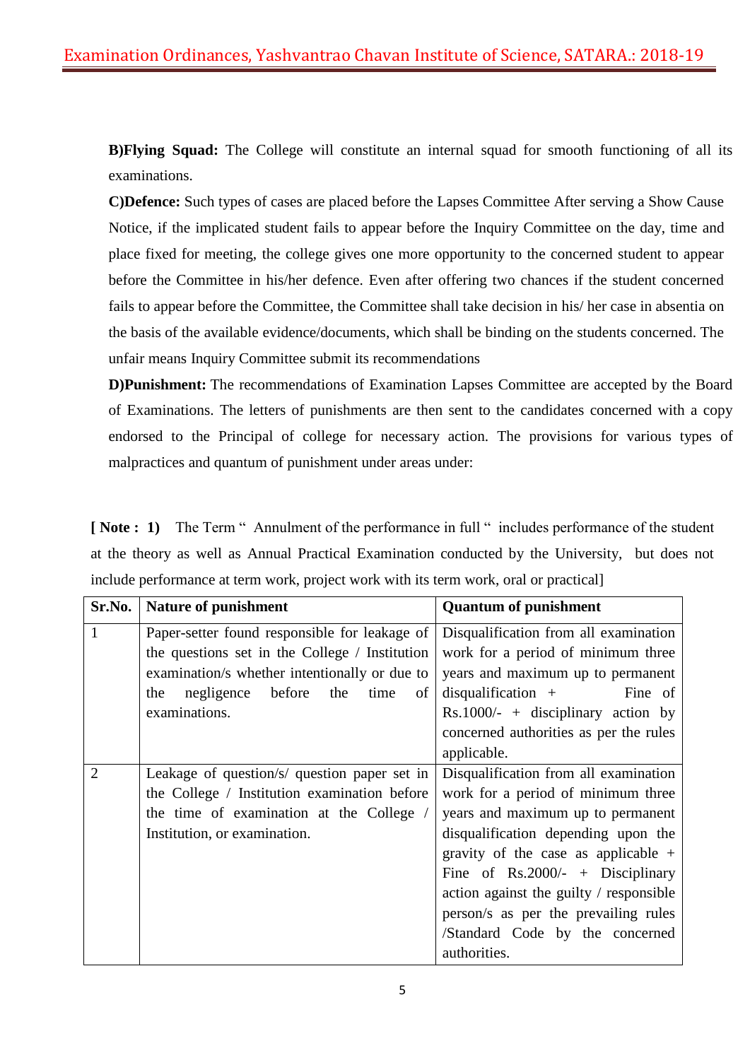**B)Flying Squad:** The College will constitute an internal squad for smooth functioning of all its examinations.

**C)Defence:** Such types of cases are placed before the Lapses Committee After serving a Show Cause Notice, if the implicated student fails to appear before the Inquiry Committee on the day, time and place fixed for meeting, the college gives one more opportunity to the concerned student to appear before the Committee in his/her defence. Even after offering two chances if the student concerned fails to appear before the Committee, the Committee shall take decision in his/ her case in absentia on the basis of the available evidence/documents, which shall be binding on the students concerned. The unfair means Inquiry Committee submit its recommendations

**D)Punishment:** The recommendations of Examination Lapses Committee are accepted by the Board of Examinations. The letters of punishments are then sent to the candidates concerned with a copy endorsed to the Principal of college for necessary action. The provisions for various types of malpractices and quantum of punishment under areas under:

**[ Note : 1)** The Term " Annulment of the performance in full " includes performance of the student at the theory as well as Annual Practical Examination conducted by the University, but does not include performance at term work, project work with its term work, oral or practical]

| Sr.No. | Nature of punishment | Quantum of punishment |
|---|---|---|
| 1 | Paper-setter found responsible for leakage of the questions set in the College / Institution examination/s whether intentionally or due to the negligence before the time of examinations. | Disqualification from all examination work for a period of minimum three years and maximum up to permanent disqualification + Fine of Rs.1000/- + disciplinary action by concerned authorities as per the rules applicable. |
| 2 | Leakage of question/s/ question paper set in the College / Institution examination before the time of examination at the College / Institution, or examination. | Disqualification from all examination work for a period of minimum three years and maximum up to permanent disqualification depending upon the gravity of the case as applicable + Fine of Rs.2000/- + Disciplinary action against the guilty / responsible person/s as per the prevailing rules /Standard Code by the concerned authorities. |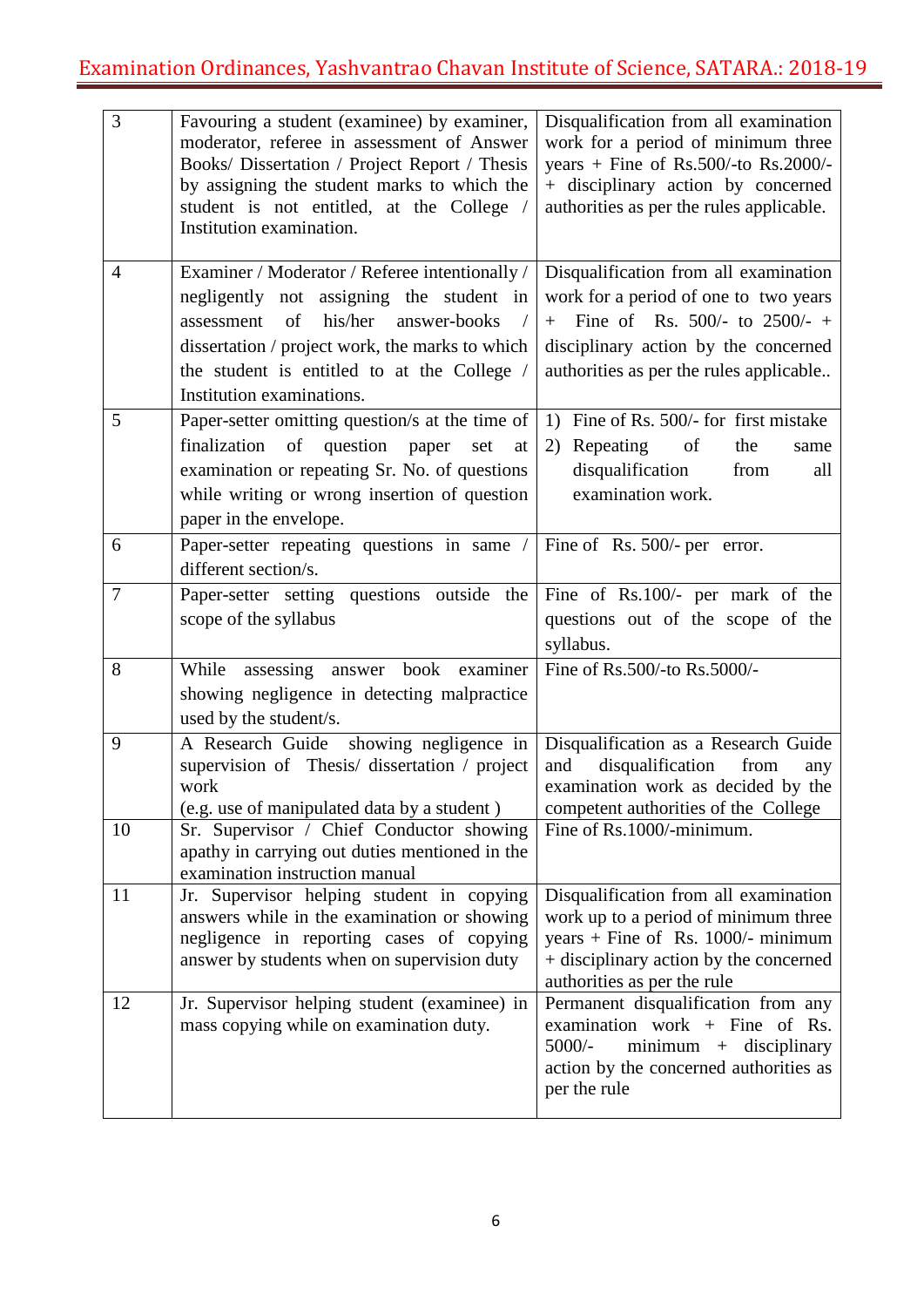| | | |
|---|---|---|
| 3 | Favouring a student (examinee) by examiner, moderator, referee in assessment of Answer Books/ Dissertation / Project Report / Thesis by assigning the student marks to which the student is not entitled, at the College / Institution examination. | Disqualification from all examination work for a period of minimum three years + Fine of Rs.500/-to Rs.2000/- + disciplinary action by concerned authorities as per the rules applicable. |
| 4 | Examiner / Moderator / Referee intentionally / negligently not assigning the student in assessment of his/her answer-books / dissertation / project work, the marks to which the student is entitled to at the College / Institution examinations. | Disqualification from all examination work for a period of one to two years + Fine of Rs. 500/- to 2500/- + disciplinary action by the concerned authorities as per the rules applicable.. |
| 5 | Paper-setter omitting question/s at the time of finalization of question paper set at examination or repeating Sr. No. of questions while writing or wrong insertion of question paper in the envelope. | 1) Fine of Rs. 500/- for first mistake<br>2) Repeating of the same disqualification from all examination work. |
| 6 | Paper-setter repeating questions in same / different section/s. | Fine of Rs. 500/- per error. |
| 7 | Paper-setter setting questions outside the scope of the syllabus | Fine of Rs.100/- per mark of the questions out of the scope of the syllabus. |
| 8 | While assessing answer book examiner showing negligence in detecting malpractice used by the student/s. | Fine of Rs.500/-to Rs.5000/- |
| 9 | A Research Guide showing negligence in supervision of Thesis/ dissertation / project work<br>(e.g. use of manipulated data by a student ) | Disqualification as a Research Guide and disqualification from any examination work as decided by the competent authorities of the College |
| 10 | Sr. Supervisor / Chief Conductor showing apathy in carrying out duties mentioned in the examination instruction manual | Fine of Rs.1000/-minimum. |
| 11 | Jr. Supervisor helping student in copying answers while in the examination or showing negligence in reporting cases of copying answer by students when on supervision duty | Disqualification from all examination work up to a period of minimum three years + Fine of Rs. 1000/- minimum + disciplinary action by the concerned authorities as per the rule |
| 12 | Jr. Supervisor helping student (examinee) in mass copying while on examination duty. | Permanent disqualification from any examination work + Fine of Rs. 5000/- minimum + disciplinary action by the concerned authorities as per the rule |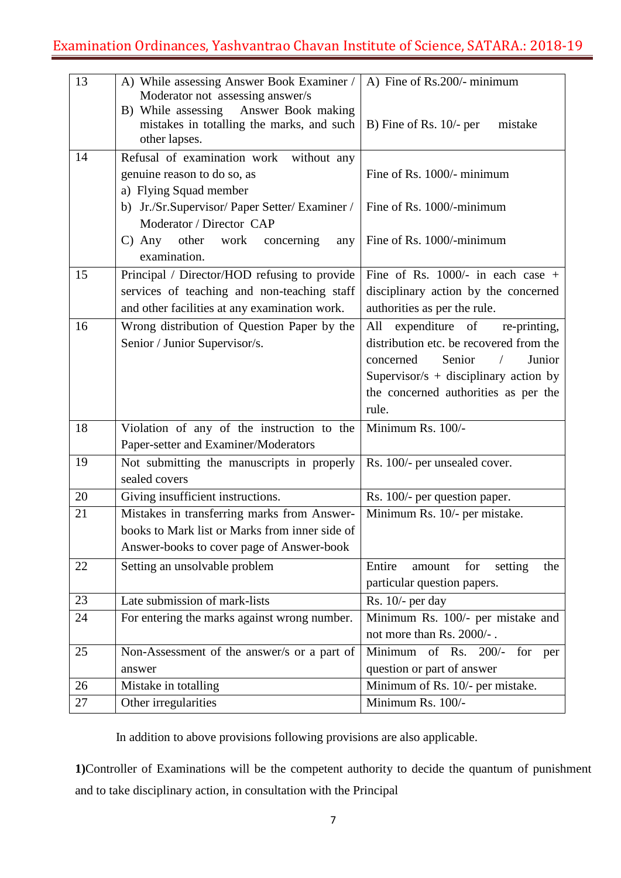| 13 | A) While assessing Answer Book Examiner / Moderator not assessing answer/s<br>B) While assessing Answer Book making mistakes in totalling the marks, and such other lapses. | A) Fine of Rs.200/- minimum<br><br>B) Fine of Rs. 10/- per mistake |
|---|---|---|
| 14 | Refusal of examination work without any genuine reason to do so, as<br>a) Flying Squad member<br>b) Jr./Sr.Supervisor/ Paper Setter/ Examiner / Moderator / Director CAP<br>C) Any other work concerning any examination. | Fine of Rs. 1000/- minimum<br><br>Fine of Rs. 1000/-minimum<br><br>Fine of Rs. 1000/-minimum |
| 15 | Principal / Director/HOD refusing to provide services of teaching and non-teaching staff and other facilities at any examination work. | Fine of Rs. 1000/- in each case + disciplinary action by the concerned authorities as per the rule. |
| 16 | Wrong distribution of Question Paper by the Senior / Junior Supervisor/s. | All expenditure of re-printing, distribution etc. be recovered from the concerned Senior / Junior Supervisor/s + disciplinary action by the concerned authorities as per the rule. |
| 18 | Violation of any of the instruction to the Paper-setter and Examiner/Moderators | Minimum Rs. 100/- |
| 19 | Not submitting the manuscripts in properly sealed covers | Rs. 100/- per unsealed cover. |
| 20 | Giving insufficient instructions. | Rs. 100/- per question paper. |
| 21 | Mistakes in transferring marks from Answer-books to Mark list or Marks from inner side of Answer-books to cover page of Answer-book | Minimum Rs. 10/- per mistake. |
| 22 | Setting an unsolvable problem | Entire amount for setting the particular question papers. |
| 23 | Late submission of mark-lists | Rs. 10/- per day |
| 24 | For entering the marks against wrong number. | Minimum Rs. 100/- per mistake and not more than Rs. 2000/- . |
| 25 | Non-Assessment of the answer/s or a part of answer | Minimum of Rs. 200/- for per question or part of answer |
| 26 | Mistake in totalling | Minimum of Rs. 10/- per mistake. |
| 27 | Other irregularities | Minimum Rs. 100/- |

In addition to above provisions following provisions are also applicable.

**1)**Controller of Examinations will be the competent authority to decide the quantum of punishment and to take disciplinary action, in consultation with the Principal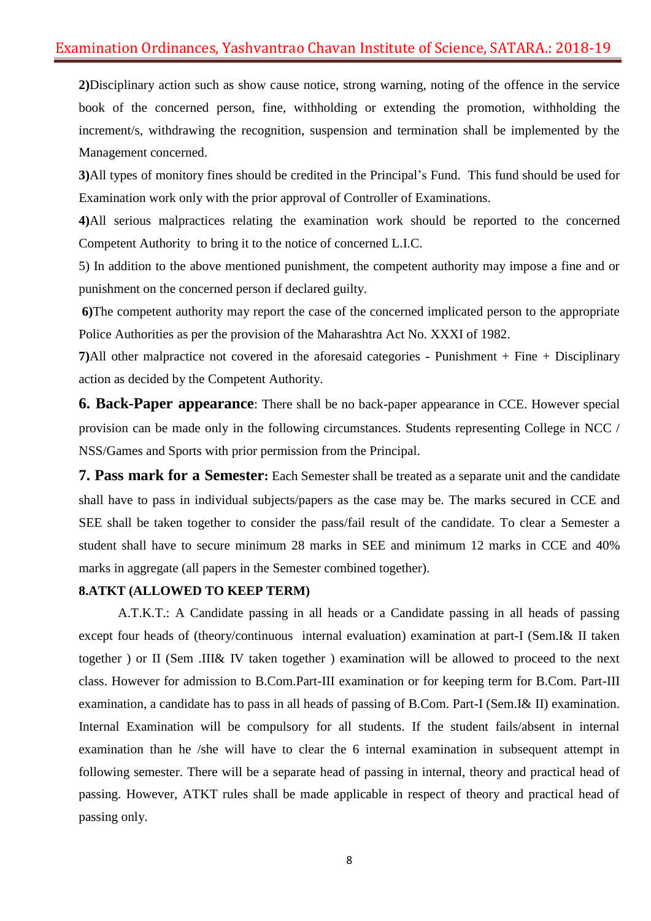**2)**Disciplinary action such as show cause notice, strong warning, noting of the offence in the service book of the concerned person, fine, withholding or extending the promotion, withholding the increment/s, withdrawing the recognition, suspension and termination shall be implemented by the Management concerned.

**3)**All types of monitory fines should be credited in the Principal's Fund. This fund should be used for Examination work only with the prior approval of Controller of Examinations.

**4)**All serious malpractices relating the examination work should be reported to the concerned Competent Authority to bring it to the notice of concerned L.I.C.

5) In addition to the above mentioned punishment, the competent authority may impose a fine and or punishment on the concerned person if declared guilty.

**6)**The competent authority may report the case of the concerned implicated person to the appropriate Police Authorities as per the provision of the Maharashtra Act No. XXXI of 1982.

**7)**All other malpractice not covered in the aforesaid categories - Punishment + Fine + Disciplinary action as decided by the Competent Authority.

**6. Back-Paper appearance**: There shall be no back-paper appearance in CCE. However special provision can be made only in the following circumstances. Students representing College in NCC / NSS/Games and Sports with prior permission from the Principal.

**7. Pass mark for a Semester:** Each Semester shall be treated as a separate unit and the candidate shall have to pass in individual subjects/papers as the case may be. The marks secured in CCE and SEE shall be taken together to consider the pass/fail result of the candidate. To clear a Semester a student shall have to secure minimum 28 marks in SEE and minimum 12 marks in CCE and 40% marks in aggregate (all papers in the Semester combined together).

**8.ATKT (ALLOWED TO KEEP TERM)**

A.T.K.T.: A Candidate passing in all heads or a Candidate passing in all heads of passing except four heads of (theory/continuous internal evaluation) examination at part-I (Sem.I& II taken together ) or II (Sem .III& IV taken together ) examination will be allowed to proceed to the next class. However for admission to B.Com.Part-III examination or for keeping term for B.Com. Part-III examination, a candidate has to pass in all heads of passing of B.Com. Part-I (Sem.I& II) examination. Internal Examination will be compulsory for all students. If the student fails/absent in internal examination than he /she will have to clear the 6 internal examination in subsequent attempt in following semester. There will be a separate head of passing in internal, theory and practical head of passing. However, ATKT rules shall be made applicable in respect of theory and practical head of passing only.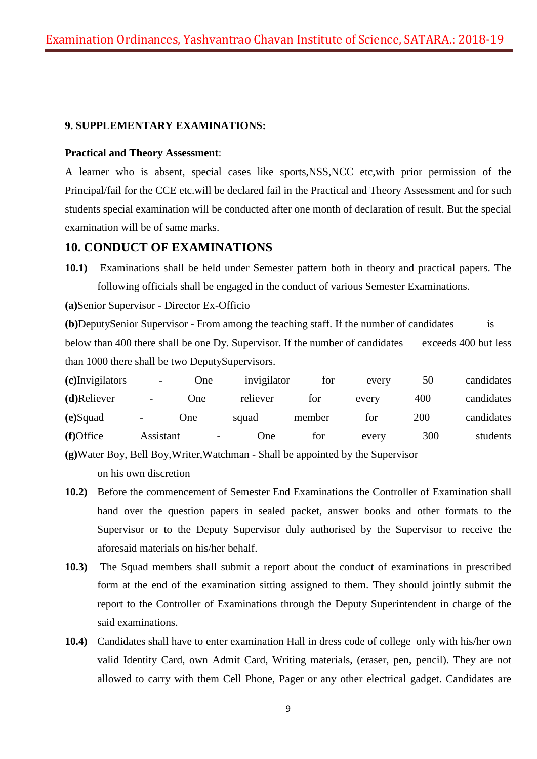**9. SUPPLEMENTARY EXAMINATIONS:**

**Practical and Theory Assessment**:

A learner who is absent, special cases like sports,NSS,NCC etc,with prior permission of the Principal/fail for the CCE etc.will be declared fail in the Practical and Theory Assessment and for such students special examination will be conducted after one month of declaration of result. But the special examination will be of same marks.

## 10. CONDUCT OF EXAMINATIONS

**10.1)** Examinations shall be held under Semester pattern both in theory and practical papers. The following officials shall be engaged in the conduct of various Semester Examinations.

**(a)**Senior Supervisor - Director Ex-Officio

**(b)**DeputySenior Supervisor - From among the teaching staff. If the number of candidates is below than 400 there shall be one Dy. Supervisor. If the number of candidates exceeds 400 but less than 1000 there shall be two DeputySupervisors.

**(c)**Invigilators - One invigilator for every 50 candidates

**(d)**Reliever - One reliever for every 400 candidates

**(e)**Squad - One squad member for 200 candidates

**(f)**Office Assistant - One for every 300 students

**(g)**Water Boy, Bell Boy,Writer,Watchman - Shall be appointed by the Supervisor on his own discretion

**10.2)** Before the commencement of Semester End Examinations the Controller of Examination shall hand over the question papers in sealed packet, answer books and other formats to the Supervisor or to the Deputy Supervisor duly authorised by the Supervisor to receive the aforesaid materials on his/her behalf.

**10.3)** The Squad members shall submit a report about the conduct of examinations in prescribed form at the end of the examination sitting assigned to them. They should jointly submit the report to the Controller of Examinations through the Deputy Superintendent in charge of the said examinations.

**10.4)** Candidates shall have to enter examination Hall in dress code of college only with his/her own valid Identity Card, own Admit Card, Writing materials, (eraser, pen, pencil). They are not allowed to carry with them Cell Phone, Pager or any other electrical gadget. Candidates are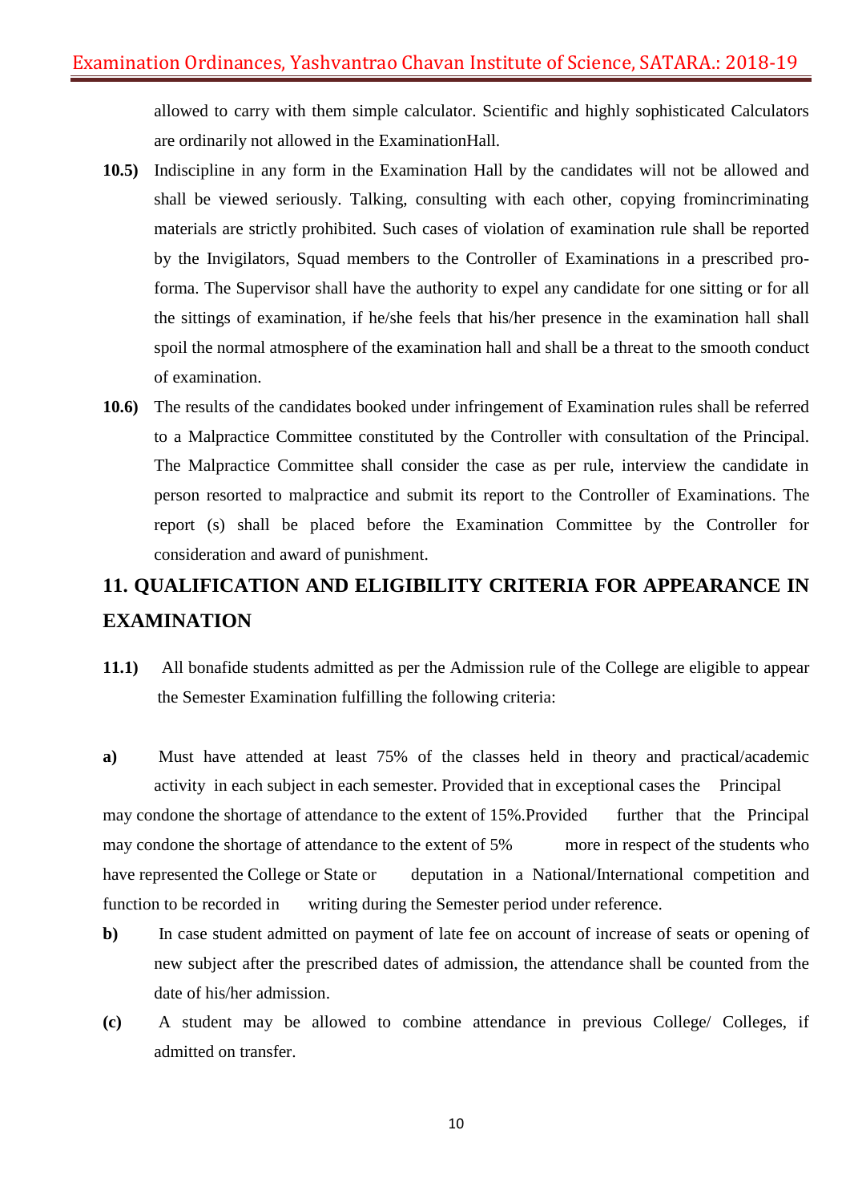allowed to carry with them simple calculator. Scientific and highly sophisticated Calculators are ordinarily not allowed in the ExaminationHall.

**10.5)** Indiscipline in any form in the Examination Hall by the candidates will not be allowed and shall be viewed seriously. Talking, consulting with each other, copying fromincriminating materials are strictly prohibited. Such cases of violation of examination rule shall be reported by the Invigilators, Squad members to the Controller of Examinations in a prescribed pro-forma. The Supervisor shall have the authority to expel any candidate for one sitting or for all the sittings of examination, if he/she feels that his/her presence in the examination hall shall spoil the normal atmosphere of the examination hall and shall be a threat to the smooth conduct of examination.

**10.6)** The results of the candidates booked under infringement of Examination rules shall be referred to a Malpractice Committee constituted by the Controller with consultation of the Principal. The Malpractice Committee shall consider the case as per rule, interview the candidate in person resorted to malpractice and submit its report to the Controller of Examinations. The report (s) shall be placed before the Examination Committee by the Controller for consideration and award of punishment.

## 11. QUALIFICATION AND ELIGIBILITY CRITERIA FOR APPEARANCE IN EXAMINATION

**11.1)** All bonafide students admitted as per the Admission rule of the College are eligible to appear the Semester Examination fulfilling the following criteria:

**a)** Must have attended at least 75% of the classes held in theory and practical/academic activity in each subject in each semester. Provided that in exceptional cases the Principal may condone the shortage of attendance to the extent of 15%.Provided further that the Principal may condone the shortage of attendance to the extent of 5% more in respect of the students who have represented the College or State or deputation in a National/International competition and function to be recorded in writing during the Semester period under reference.

**b)** In case student admitted on payment of late fee on account of increase of seats or opening of new subject after the prescribed dates of admission, the attendance shall be counted from the date of his/her admission.

**(c)** A student may be allowed to combine attendance in previous College/ Colleges, if admitted on transfer.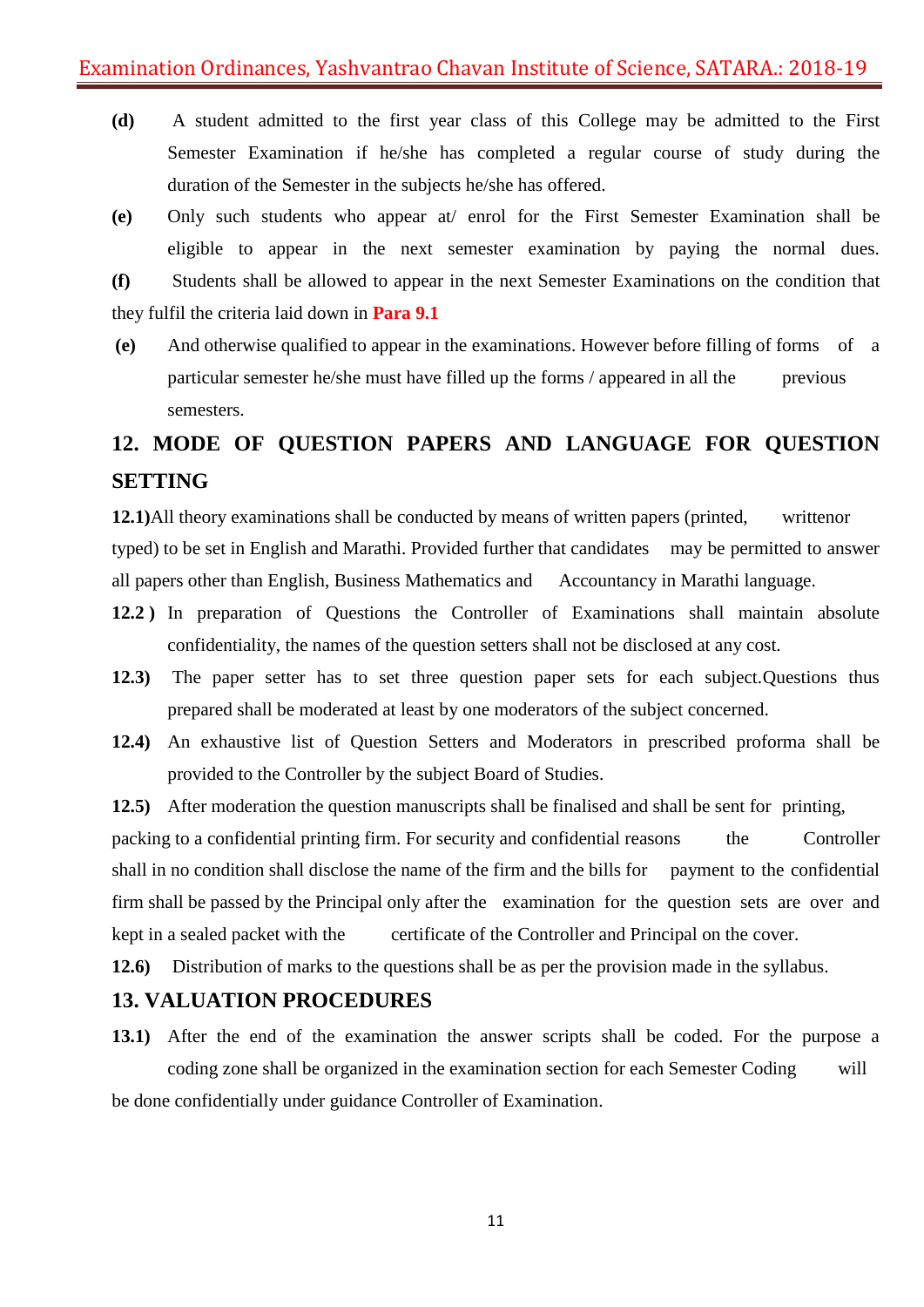**(d)** A student admitted to the first year class of this College may be admitted to the First Semester Examination if he/she has completed a regular course of study during the duration of the Semester in the subjects he/she has offered.

**(e)** Only such students who appear at/ enrol for the First Semester Examination shall be eligible to appear in the next semester examination by paying the normal dues.

**(f)** Students shall be allowed to appear in the next Semester Examinations on the condition that they fulfil the criteria laid down in **Para 9.1**

**(e)** And otherwise qualified to appear in the examinations. However before filling of forms of a particular semester he/she must have filled up the forms / appeared in all the previous semesters.

## 12. MODE OF QUESTION PAPERS AND LANGUAGE FOR QUESTION SETTING

**12.1)** All theory examinations shall be conducted by means of written papers (printed, writtenor typed) to be set in English and Marathi. Provided further that candidates may be permitted to answer all papers other than English, Business Mathematics and Accountancy in Marathi language.

**12.2 )** In preparation of Questions the Controller of Examinations shall maintain absolute confidentiality, the names of the question setters shall not be disclosed at any cost.

**12.3)** The paper setter has to set three question paper sets for each subject.Questions thus prepared shall be moderated at least by one moderators of the subject concerned.

**12.4)** An exhaustive list of Question Setters and Moderators in prescribed proforma shall be provided to the Controller by the subject Board of Studies.

**12.5)** After moderation the question manuscripts shall be finalised and shall be sent for printing, packing to a confidential printing firm. For security and confidential reasons the Controller shall in no condition shall disclose the name of the firm and the bills for payment to the confidential firm shall be passed by the Principal only after the examination for the question sets are over and kept in a sealed packet with the certificate of the Controller and Principal on the cover.

**12.6)** Distribution of marks to the questions shall be as per the provision made in the syllabus.

## 13. VALUATION PROCEDURES

**13.1)** After the end of the examination the answer scripts shall be coded. For the purpose a coding zone shall be organized in the examination section for each Semester Coding will be done confidentially under guidance Controller of Examination.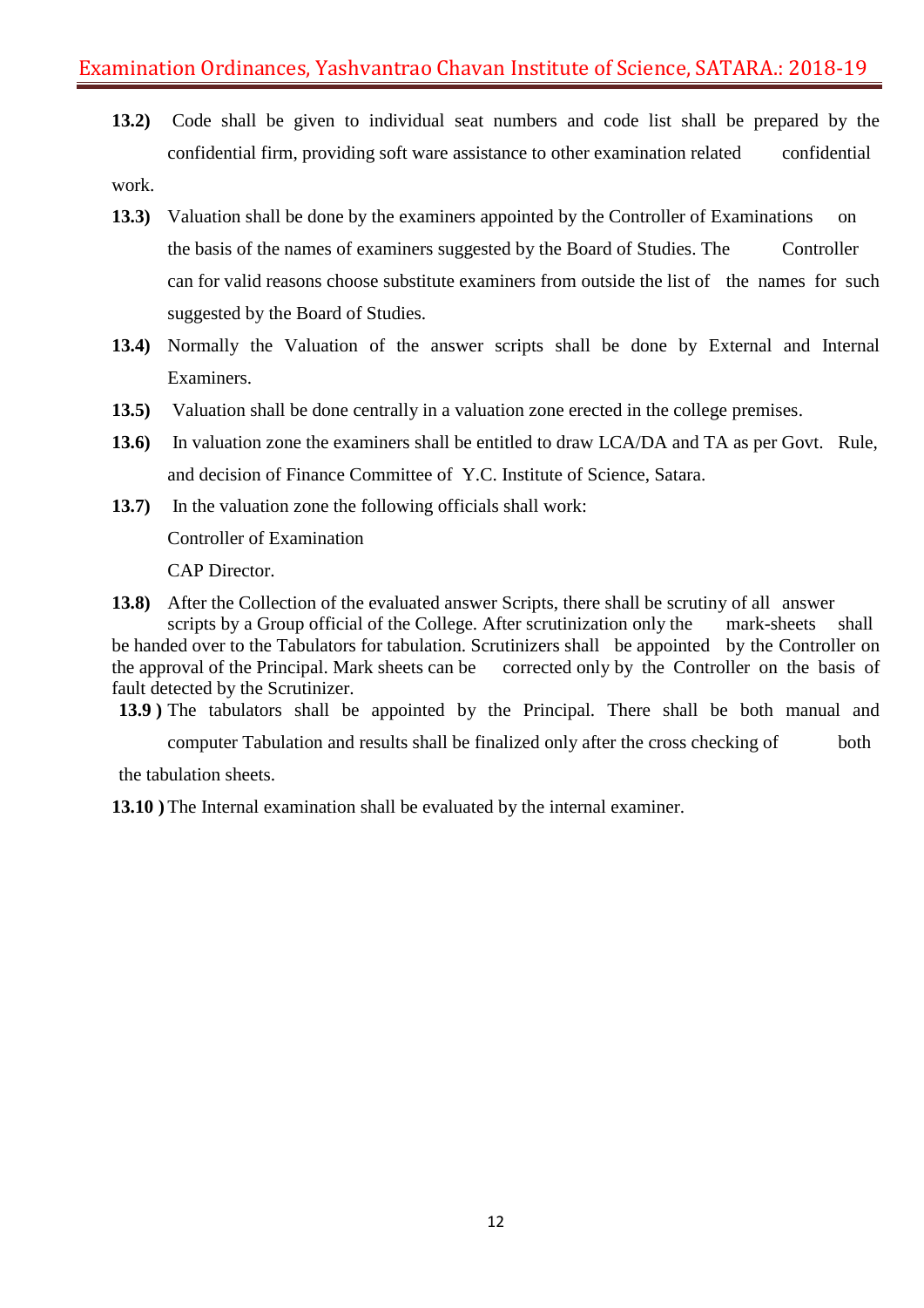**13.2)** Code shall be given to individual seat numbers and code list shall be prepared by the confidential firm, providing soft ware assistance to other examination related confidential work.

**13.3)** Valuation shall be done by the examiners appointed by the Controller of Examinations on the basis of the names of examiners suggested by the Board of Studies. The Controller can for valid reasons choose substitute examiners from outside the list of the names for such suggested by the Board of Studies.

**13.4)** Normally the Valuation of the answer scripts shall be done by External and Internal Examiners.

**13.5)** Valuation shall be done centrally in a valuation zone erected in the college premises.

**13.6)** In valuation zone the examiners shall be entitled to draw LCA/DA and TA as per Govt. Rule, and decision of Finance Committee of Y.C. Institute of Science, Satara.

**13.7)** In the valuation zone the following officials shall work:

Controller of Examination

CAP Director.

**13.8)** After the Collection of the evaluated answer Scripts, there shall be scrutiny of all answer scripts by a Group official of the College. After scrutinization only the mark-sheets shall be handed over to the Tabulators for tabulation. Scrutinizers shall be appointed by the Controller on the approval of the Principal. Mark sheets can be corrected only by the Controller on the basis of fault detected by the Scrutinizer.

**13.9 )** The tabulators shall be appointed by the Principal. There shall be both manual and computer Tabulation and results shall be finalized only after the cross checking of both the tabulation sheets.

**13.10 )** The Internal examination shall be evaluated by the internal examiner.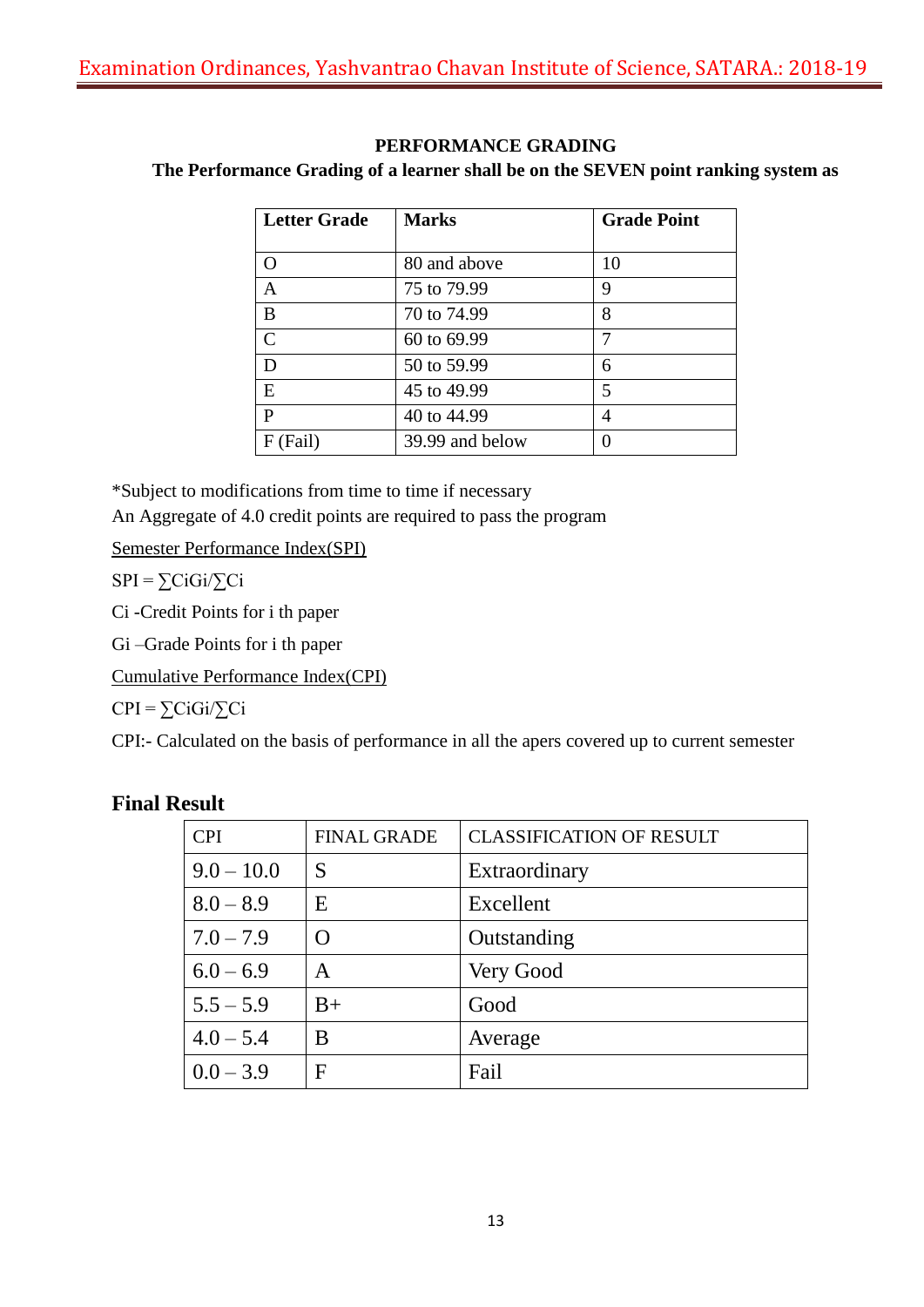## PERFORMANCE GRADING

**The Performance Grading of a learner shall be on the SEVEN point ranking system as**

| Letter Grade | Marks | Grade Point |
|---|---|---|
| O | 80 and above | 10 |
| A | 75 to 79.99 | 9 |
| B | 70 to 74.99 | 8 |
| C | 60 to 69.99 | 7 |
| D | 50 to 59.99 | 6 |
| E | 45 to 49.99 | 5 |
| P | 40 to 44.99 | 4 |
| F (Fail) | 39.99 and below | 0 |

*Subject to modifications from time to time if necessary

An Aggregate of 4.0 credit points are required to pass the program

<u>Semester Performance Index(SPI)</u>

SPI = $\sum C_iG_i/\sum C_i$

$C_i$ -Credit Points for i th paper

$G_i$ –Grade Points for i th paper

<u>Cumulative Performance Index(CPI)</u>

CPI = $\sum C_iG_i/\sum C_i$

CPI:- Calculated on the basis of performance in all the apers covered up to current semester

## Final Result

| CPI | FINAL GRADE | CLASSIFICATION OF RESULT |
|---|---|---|
| 9.0 – 10.0 | S | Extraordinary |
| 8.0 – 8.9 | E | Excellent |
| 7.0 – 7.9 | O | Outstanding |
| 6.0 – 6.9 | A | Very Good |
| 5.5 – 5.9 | B+ | Good |
| 4.0 – 5.4 | B | Average |
| 0.0 – 3.9 | F | Fail |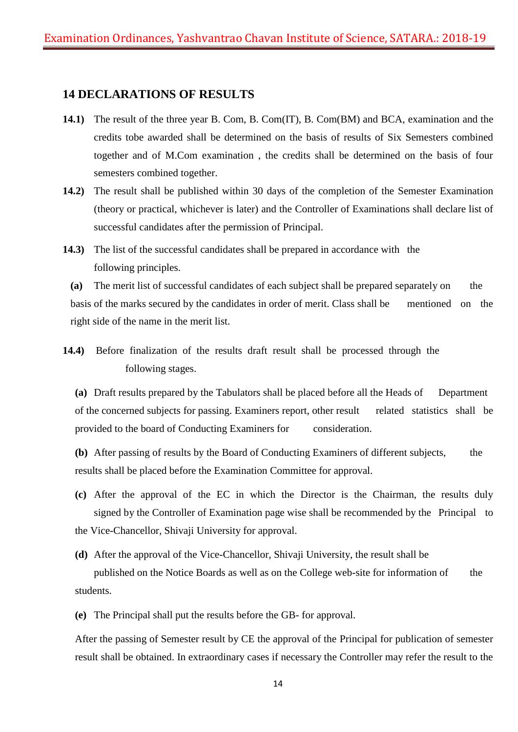## 14 DECLARATIONS OF RESULTS

**14.1)** The result of the three year B. Com, B. Com(IT), B. Com(BM) and BCA, examination and the credits tobe awarded shall be determined on the basis of results of Six Semesters combined together and of M.Com examination , the credits shall be determined on the basis of four semesters combined together.

**14.2)** The result shall be published within 30 days of the completion of the Semester Examination (theory or practical, whichever is later) and the Controller of Examinations shall declare list of successful candidates after the permission of Principal.

**14.3)** The list of the successful candidates shall be prepared in accordance with the following principles.

**(a)** The merit list of successful candidates of each subject shall be prepared separately on the basis of the marks secured by the candidates in order of merit. Class shall be mentioned on the right side of the name in the merit list.

**14.4)** Before finalization of the results draft result shall be processed through the following stages.

**(a)** Draft results prepared by the Tabulators shall be placed before all the Heads of Department of the concerned subjects for passing. Examiners report, other result related statistics shall be provided to the board of Conducting Examiners for consideration.

**(b)** After passing of results by the Board of Conducting Examiners of different subjects, the results shall be placed before the Examination Committee for approval.

**(c)** After the approval of the EC in which the Director is the Chairman, the results duly signed by the Controller of Examination page wise shall be recommended by the Principal to the Vice-Chancellor, Shivaji University for approval.

**(d)** After the approval of the Vice-Chancellor, Shivaji University, the result shall be published on the Notice Boards as well as on the College web-site for information of the students.

**(e)** The Principal shall put the results before the GB- for approval.

After the passing of Semester result by CE the approval of the Principal for publication of semester result shall be obtained. In extraordinary cases if necessary the Controller may refer the result to the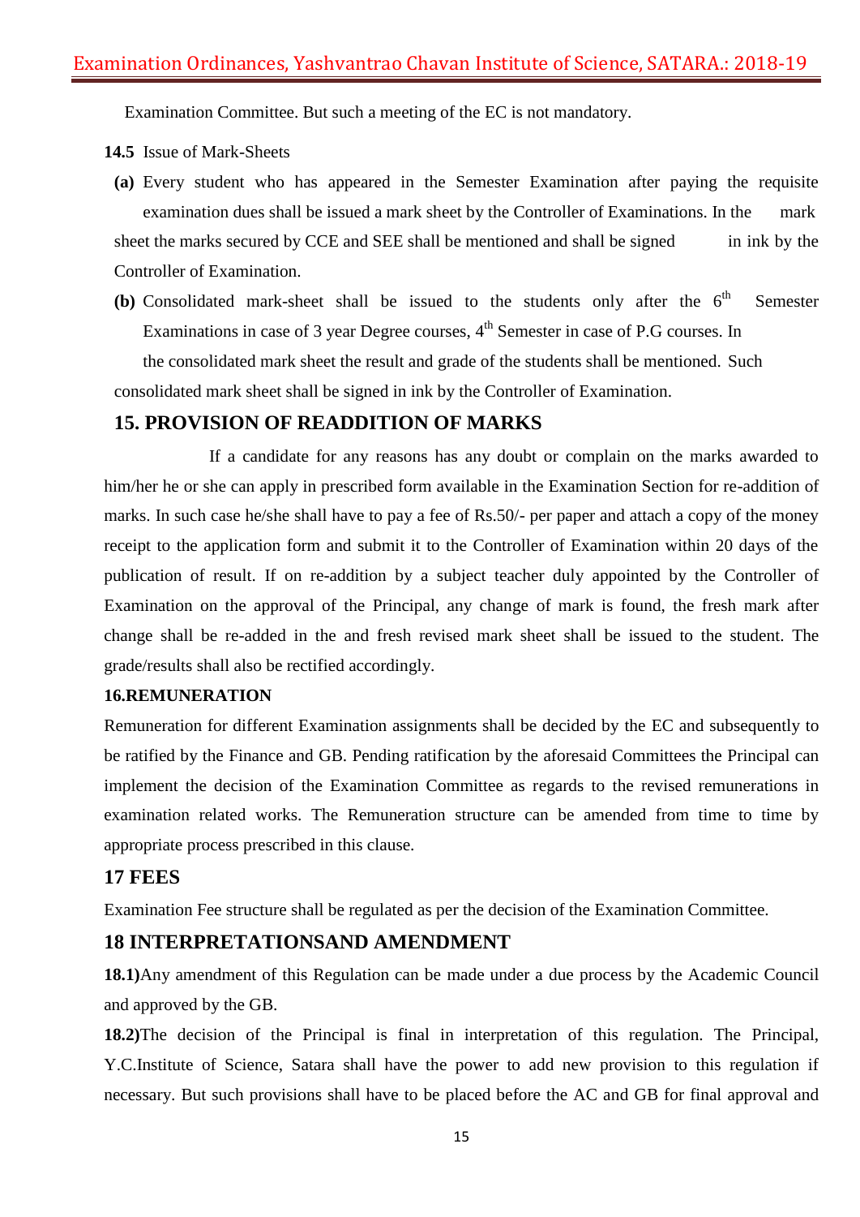Examination Committee. But such a meeting of the EC is not mandatory.

**14.5** Issue of Mark-Sheets

**(a)** Every student who has appeared in the Semester Examination after paying the requisite examination dues shall be issued a mark sheet by the Controller of Examinations. In the mark sheet the marks secured by CCE and SEE shall be mentioned and shall be signed in ink by the Controller of Examination.

**(b)** Consolidated mark-sheet shall be issued to the students only after the 6th Semester Examinations in case of 3 year Degree courses, 4th Semester in case of P.G courses. In the consolidated mark sheet the result and grade of the students shall be mentioned. Such consolidated mark sheet shall be signed in ink by the Controller of Examination.

## 15. PROVISION OF READDITION OF MARKS

If a candidate for any reasons has any doubt or complain on the marks awarded to him/her he or she can apply in prescribed form available in the Examination Section for re-addition of marks. In such case he/she shall have to pay a fee of Rs.50/- per paper and attach a copy of the money receipt to the application form and submit it to the Controller of Examination within 20 days of the publication of result. If on re-addition by a subject teacher duly appointed by the Controller of Examination on the approval of the Principal, any change of mark is found, the fresh mark after change shall be re-added in the and fresh revised mark sheet shall be issued to the student. The grade/results shall also be rectified accordingly.

**16.REMUNERATION**

Remuneration for different Examination assignments shall be decided by the EC and subsequently to be ratified by the Finance and GB. Pending ratification by the aforesaid Committees the Principal can implement the decision of the Examination Committee as regards to the revised remunerations in examination related works. The Remuneration structure can be amended from time to time by appropriate process prescribed in this clause.

## 17 FEES

Examination Fee structure shall be regulated as per the decision of the Examination Committee.

## 18 INTERPRETATIONSAND AMENDMENT

**18.1)**Any amendment of this Regulation can be made under a due process by the Academic Council and approved by the GB.

**18.2)**The decision of the Principal is final in interpretation of this regulation. The Principal, Y.C.Institute of Science, Satara shall have the power to add new provision to this regulation if necessary. But such provisions shall have to be placed before the AC and GB for final approval and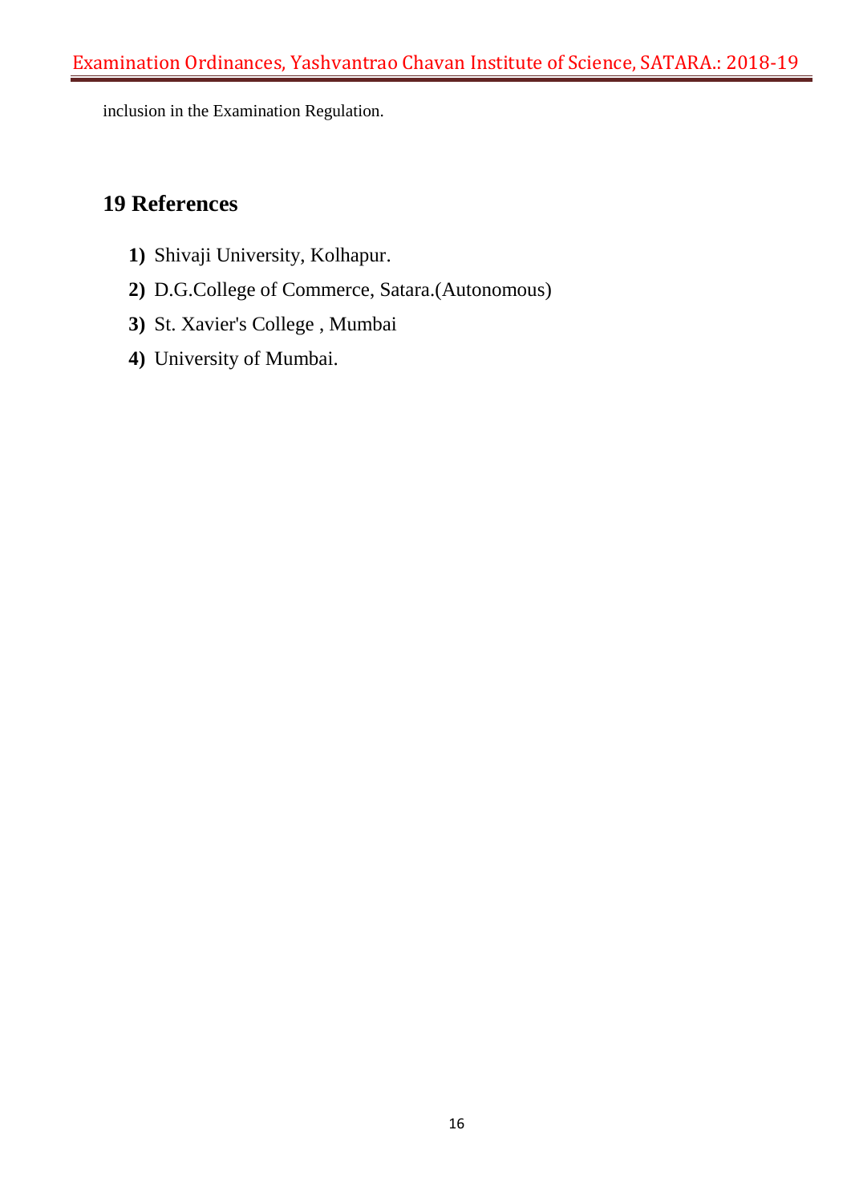inclusion in the Examination Regulation.

## 19 References

1) Shivaji University, Kolhapur.
2) D.G.College of Commerce, Satara.(Autonomous)
3) St. Xavier's College , Mumbai
4) University of Mumbai.